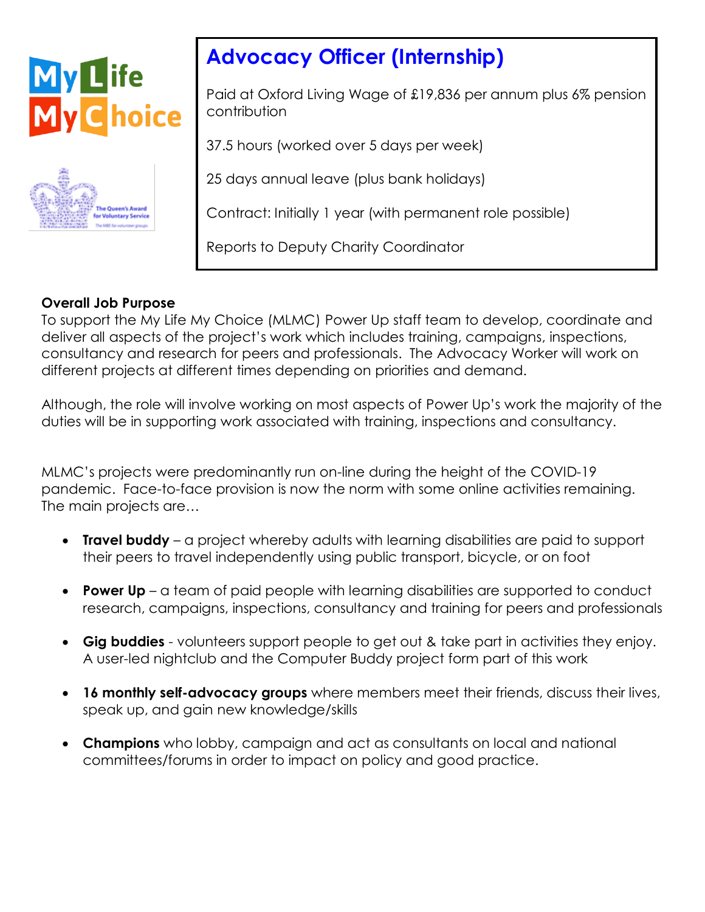# Advocacy Officer (Internship)

Paid at Oxford Living Wage of £19,836 per annum plus 6% pension contribution

37.5 hours (worked over 5 days per week)

25 days annual leave (plus bank holidays)

Contract: Initially 1 year (with permanent role possible)

Reports to Deputy Charity Coordinator

**Overall Job Purpose**

To support the My Life My Choice (MLMC) Power Up staff team to develop, coordinate and deliver all aspects of the project's work which includes training, campaigns, inspections, consultancy and research for peers and professionals. The Advocacy Worker will work on different projects at different times depending on priorities and demand.

Although, the role will involve working on most aspects of Power Up's work the majority of the duties will be in supporting work associated with training, inspections and consultancy.

MLMC's projects were predominantly run on-line during the height of the COVID-19 pandemic. Face-to-face provision is now the norm with some online activities remaining. The main projects are…

- **Travel buddy** – a project whereby adults with learning disabilities are paid to support their peers to travel independently using public transport, bicycle, or on foot
- **Power Up** – a team of paid people with learning disabilities are supported to conduct research, campaigns, inspections, consultancy and training for peers and professionals
- **Gig buddies** - volunteers support people to get out & take part in activities they enjoy. A user-led nightclub and the Computer Buddy project form part of this work
- **16 monthly self-advocacy groups** where members meet their friends, discuss their lives, speak up, and gain new knowledge/skills
- **Champions** who lobby, campaign and act as consultants on local and national committees/forums in order to impact on policy and good practice.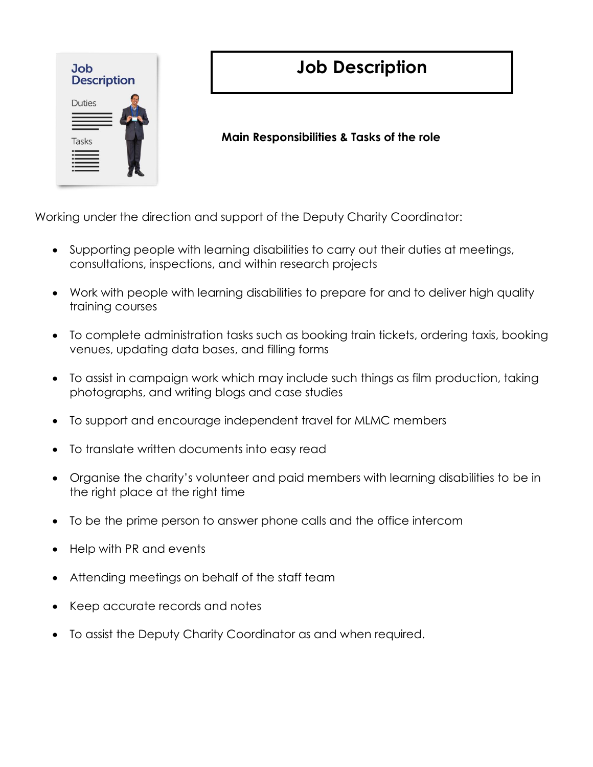# Job Description

**Main Responsibilities & Tasks of the role**

Working under the direction and support of the Deputy Charity Coordinator:

- Supporting people with learning disabilities to carry out their duties at meetings, consultations, inspections, and within research projects
- Work with people with learning disabilities to prepare for and to deliver high quality training courses
- To complete administration tasks such as booking train tickets, ordering taxis, booking venues, updating data bases, and filling forms
- To assist in campaign work which may include such things as film production, taking photographs, and writing blogs and case studies
- To support and encourage independent travel for MLMC members
- To translate written documents into easy read
- Organise the charity's volunteer and paid members with learning disabilities to be in the right place at the right time
- To be the prime person to answer phone calls and the office intercom
- Help with PR and events
- Attending meetings on behalf of the staff team
- Keep accurate records and notes
- To assist the Deputy Charity Coordinator as and when required.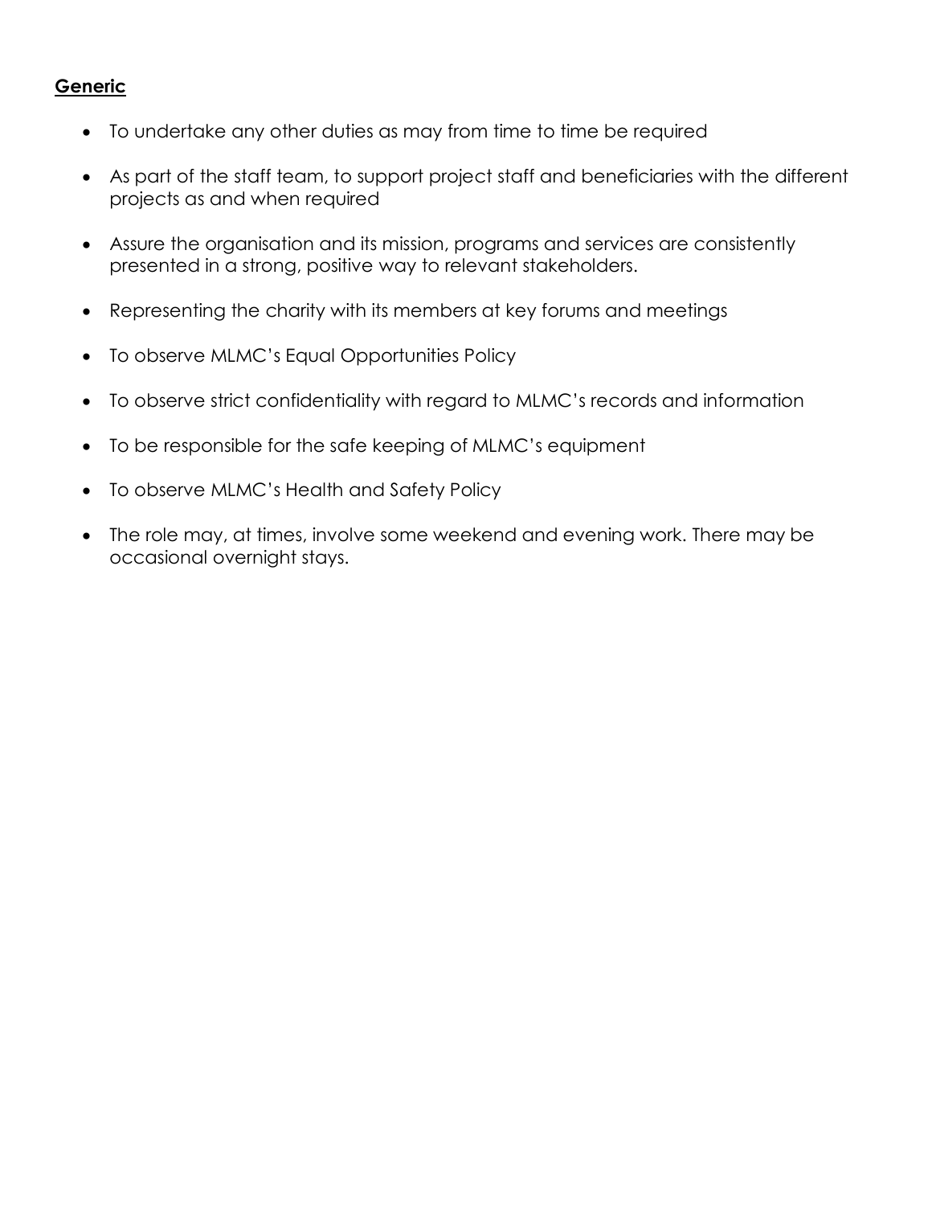**Generic**

- To undertake any other duties as may from time to time be required
- As part of the staff team, to support project staff and beneficiaries with the different projects as and when required
- Assure the organisation and its mission, programs and services are consistently presented in a strong, positive way to relevant stakeholders.
- Representing the charity with its members at key forums and meetings
- To observe MLMC's Equal Opportunities Policy
- To observe strict confidentiality with regard to MLMC's records and information
- To be responsible for the safe keeping of MLMC's equipment
- To observe MLMC's Health and Safety Policy
- The role may, at times, involve some weekend and evening work. There may be occasional overnight stays.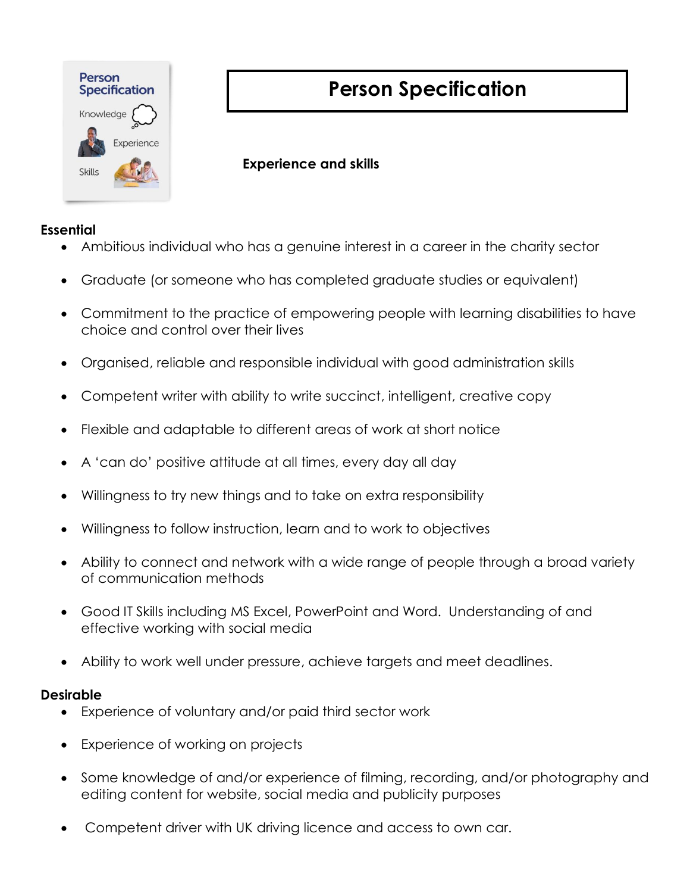# Person Specification

**Experience and skills**

**Essential**

- Ambitious individual who has a genuine interest in a career in the charity sector
- Graduate (or someone who has completed graduate studies or equivalent)
- Commitment to the practice of empowering people with learning disabilities to have choice and control over their lives
- Organised, reliable and responsible individual with good administration skills
- Competent writer with ability to write succinct, intelligent, creative copy
- Flexible and adaptable to different areas of work at short notice
- A 'can do' positive attitude at all times, every day all day
- Willingness to try new things and to take on extra responsibility
- Willingness to follow instruction, learn and to work to objectives
- Ability to connect and network with a wide range of people through a broad variety of communication methods
- Good IT Skills including MS Excel, PowerPoint and Word. Understanding of and effective working with social media
- Ability to work well under pressure, achieve targets and meet deadlines.

**Desirable**

- Experience of voluntary and/or paid third sector work
- Experience of working on projects
- Some knowledge of and/or experience of filming, recording, and/or photography and editing content for website, social media and publicity purposes
- Competent driver with UK driving licence and access to own car.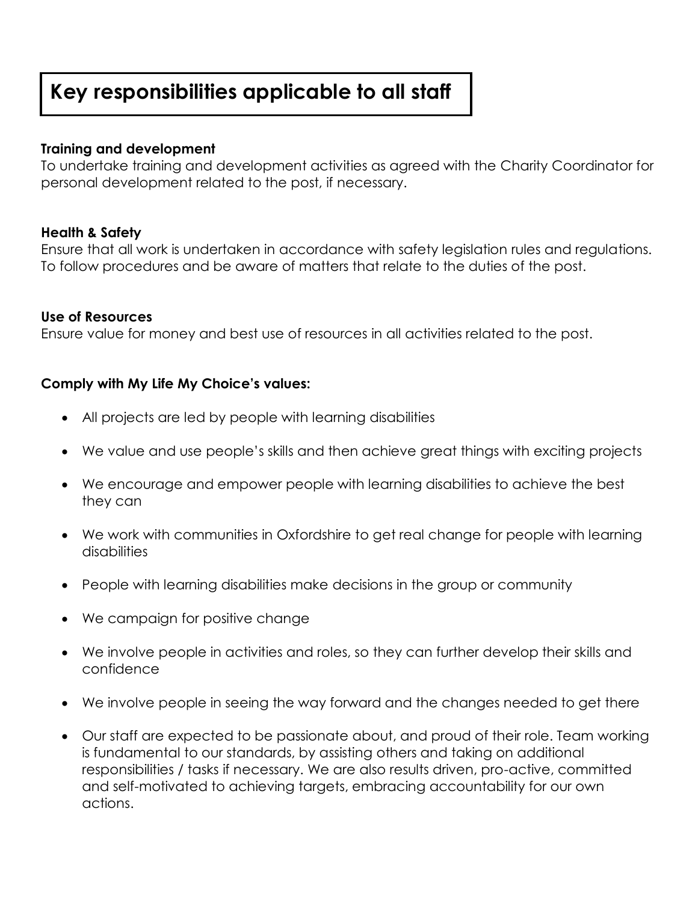# Key responsibilities applicable to all staff

**Training and development**
To undertake training and development activities as agreed with the Charity Coordinator for personal development related to the post, if necessary.

**Health & Safety**
Ensure that all work is undertaken in accordance with safety legislation rules and regulations. To follow procedures and be aware of matters that relate to the duties of the post.

**Use of Resources**
Ensure value for money and best use of resources in all activities related to the post.

**Comply with My Life My Choice's values:**

- All projects are led by people with learning disabilities
- We value and use people's skills and then achieve great things with exciting projects
- We encourage and empower people with learning disabilities to achieve the best they can
- We work with communities in Oxfordshire to get real change for people with learning disabilities
- People with learning disabilities make decisions in the group or community
- We campaign for positive change
- We involve people in activities and roles, so they can further develop their skills and confidence
- We involve people in seeing the way forward and the changes needed to get there
- Our staff are expected to be passionate about, and proud of their role. Team working is fundamental to our standards, by assisting others and taking on additional responsibilities / tasks if necessary. We are also results driven, pro-active, committed and self-motivated to achieving targets, embracing accountability for our own actions.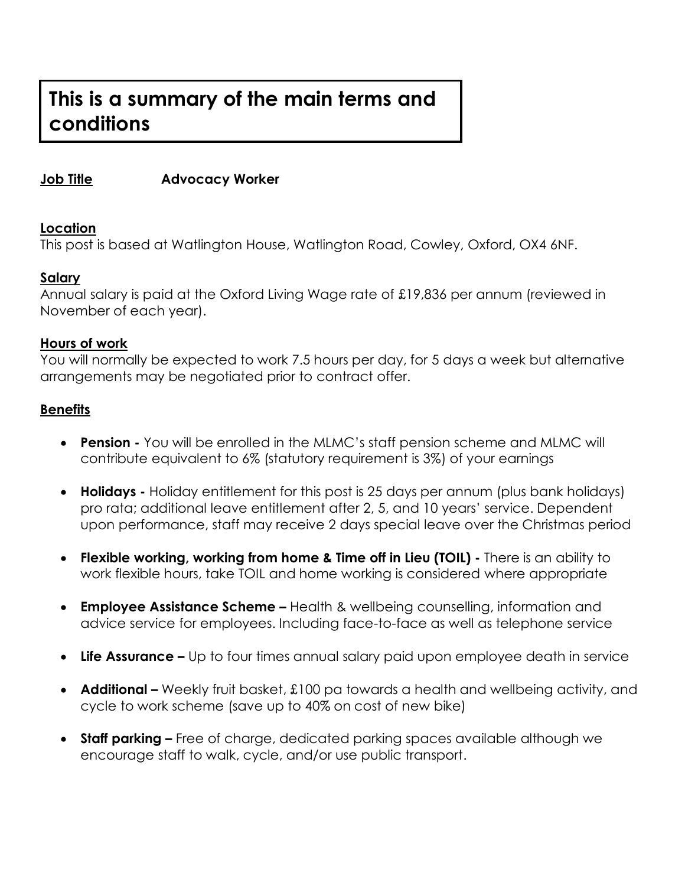# This is a summary of the main terms and conditions

**Job Title** **Advocacy Worker**

**Location**

This post is based at Watlington House, Watlington Road, Cowley, Oxford, OX4 6NF.

**Salary**

Annual salary is paid at the Oxford Living Wage rate of £19,836 per annum (reviewed in November of each year).

**Hours of work**

You will normally be expected to work 7.5 hours per day, for 5 days a week but alternative arrangements may be negotiated prior to contract offer.

**Benefits**

- **Pension -** You will be enrolled in the MLMC's staff pension scheme and MLMC will contribute equivalent to 6% (statutory requirement is 3%) of your earnings
- **Holidays -** Holiday entitlement for this post is 25 days per annum (plus bank holidays) pro rata; additional leave entitlement after 2, 5, and 10 years' service. Dependent upon performance, staff may receive 2 days special leave over the Christmas period
- **Flexible working, working from home & Time off in Lieu (TOIL) -** There is an ability to work flexible hours, take TOIL and home working is considered where appropriate
- **Employee Assistance Scheme –** Health & wellbeing counselling, information and advice service for employees. Including face-to-face as well as telephone service
- **Life Assurance –** Up to four times annual salary paid upon employee death in service
- **Additional –** Weekly fruit basket, £100 pa towards a health and wellbeing activity, and cycle to work scheme (save up to 40% on cost of new bike)
- **Staff parking –** Free of charge, dedicated parking spaces available although we encourage staff to walk, cycle, and/or use public transport.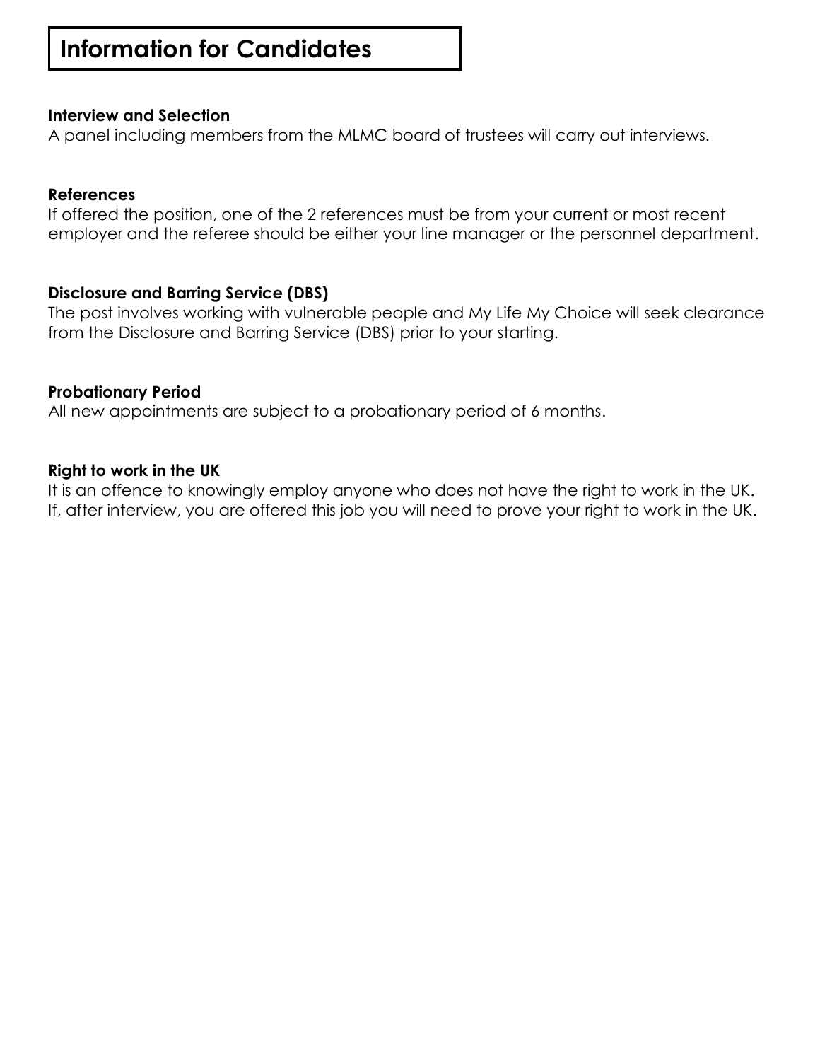# Information for Candidates

**Interview and Selection**

A panel including members from the MLMC board of trustees will carry out interviews.

**References**

If offered the position, one of the 2 references must be from your current or most recent employer and the referee should be either your line manager or the personnel department.

**Disclosure and Barring Service (DBS)**

The post involves working with vulnerable people and My Life My Choice will seek clearance from the Disclosure and Barring Service (DBS) prior to your starting.

**Probationary Period**

All new appointments are subject to a probationary period of 6 months.

**Right to work in the UK**

It is an offence to knowingly employ anyone who does not have the right to work in the UK. If, after interview, you are offered this job you will need to prove your right to work in the UK.